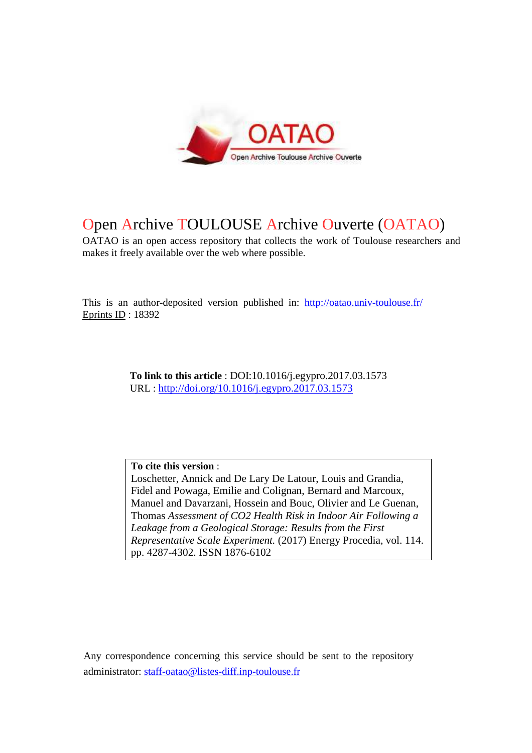# Open Archive TOULOUSE Archive Ouverte (OATAO)

OATAO is an open access repository that collects the work of Toulouse researchers and makes it freely available over the web where possible.

This is an author-deposited version published in: http://oatao.univ-toulouse.fr/
Eprints ID : 18392

**To link to this article** : DOI:10.1016/j.egypro.2017.03.1573
URL : http://doi.org/10.1016/j.egypro.2017.03.1573

**To cite this version** :
Loschetter, Annick and De Lary De Latour, Louis and Grandia, Fidel and Powaga, Emilie and Colignan, Bernard and Marcoux, Manuel and Davarzani, Hossein and Bouc, Olivier and Le Guenan, Thomas *Assessment of CO2 Health Risk in Indoor Air Following a Leakage from a Geological Storage: Results from the First Representative Scale Experiment.* (2017) Energy Procedia, vol. 114. pp. 4287-4302. ISSN 1876-6102

Any correspondence concerning this service should be sent to the repository administrator: staff-oatao@listes-diff.inp-toulouse.fr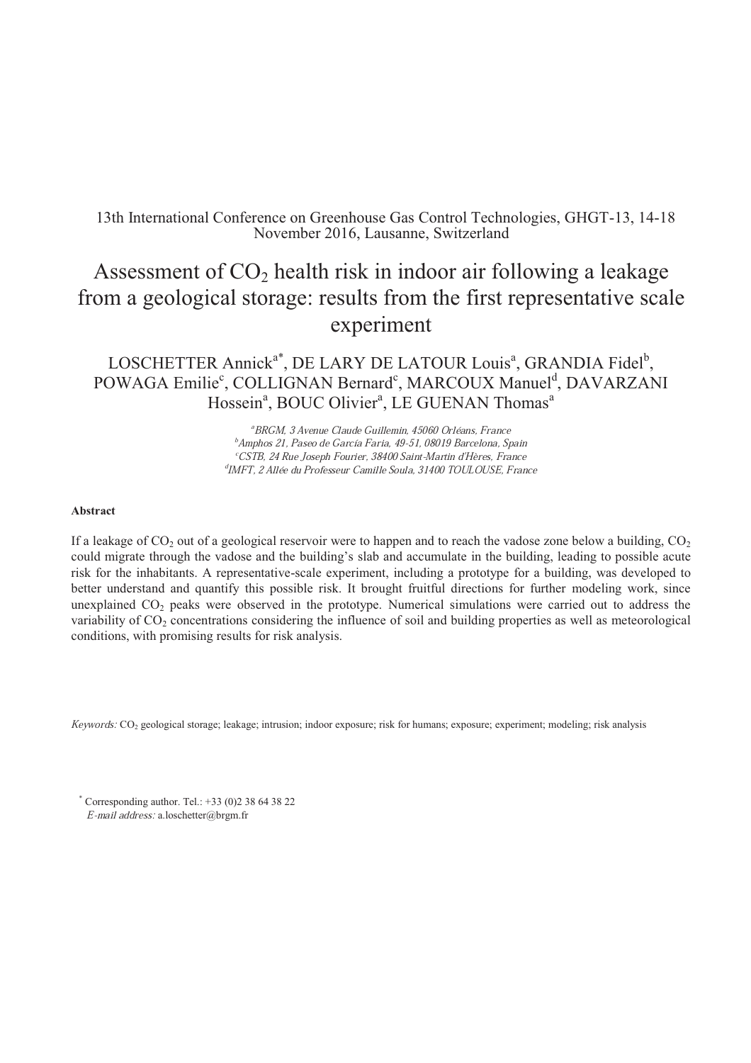13th International Conference on Greenhouse Gas Control Technologies, GHGT-13, 14-18 November 2016, Lausanne, Switzerland

# Assessment of $CO_2$ health risk in indoor air following a leakage from a geological storage: results from the first representative scale experiment

LOSCHETTER Annick[a*], DE LARY DE LATOUR Louis[a], GRANDIA Fidel[b], POWAGA Emilie[c], COLLIGNAN Bernard[c], MARCOUX Manuel[d], DAVARZANI Hossein[a], BOUC Olivier[a], LE GUENAN Thomas[a]

*[a]BRGM, 3 Avenue Claude Guillemin, 45060 Orléans, France*
*[b]Amphos 21, Paseo de García Faria, 49-51, 08019 Barcelona, Spain*
*[c]CSTB, 24 Rue Joseph Fourier, 38400 Saint-Martin d'Hères, France*
*[d]IMFT, 2 Allée du Professeur Camille Soula, 31400 TOULOUSE, France*

**Abstract**

If a leakage of $CO_2$ out of a geological reservoir were to happen and to reach the vadose zone below a building, $CO_2$ could migrate through the vadose and the building's slab and accumulate in the building, leading to possible acute risk for the inhabitants. A representative-scale experiment, including a prototype for a building, was developed to better understand and quantify this possible risk. It brought fruitful directions for further modeling work, since unexplained $CO_2$ peaks were observed in the prototype. Numerical simulations were carried out to address the variability of $CO_2$ concentrations considering the influence of soil and building properties as well as meteorological conditions, with promising results for risk analysis.

*Keywords:* $CO_2$ geological storage; leakage; intrusion; indoor exposure; risk for humans; exposure; experiment; modeling; risk analysis

[*] Corresponding author. Tel.: +33 (0)2 38 64 38 22
*E-mail address:* a.loschetter@brgm.fr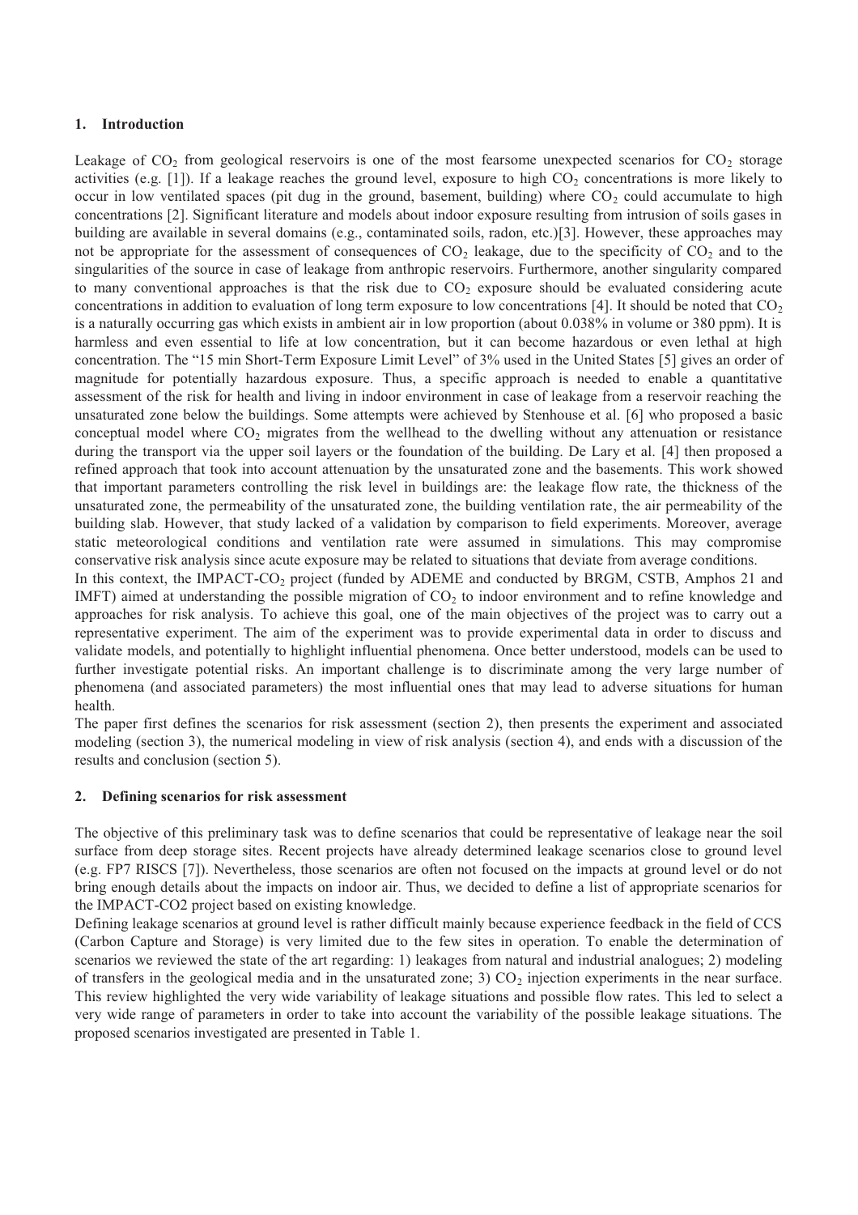## 1. Introduction

Leakage of $CO_2$ from geological reservoirs is one of the most fearsome unexpected scenarios for $CO_2$ storage activities (e.g. [1]). If a leakage reaches the ground level, exposure to high $CO_2$ concentrations is more likely to occur in low ventilated spaces (pit dug in the ground, basement, building) where $CO_2$ could accumulate to high concentrations [2]. Significant literature and models about indoor exposure resulting from intrusion of soils gases in building are available in several domains (e.g., contaminated soils, radon, etc.)[3]. However, these approaches may not be appropriate for the assessment of consequences of $CO_2$ leakage, due to the specificity of $CO_2$ and to the singularities of the source in case of leakage from anthropic reservoirs. Furthermore, another singularity compared to many conventional approaches is that the risk due to $CO_2$ exposure should be evaluated considering acute concentrations in addition to evaluation of long term exposure to low concentrations [4]. It should be noted that $CO_2$ is a naturally occurring gas which exists in ambient air in low proportion (about 0.038% in volume or 380 ppm). It is harmless and even essential to life at low concentration, but it can become hazardous or even lethal at high concentration. The "15 min Short-Term Exposure Limit Level" of 3% used in the United States [5] gives an order of magnitude for potentially hazardous exposure. Thus, a specific approach is needed to enable a quantitative assessment of the risk for health and living in indoor environment in case of leakage from a reservoir reaching the unsaturated zone below the buildings. Some attempts were achieved by Stenhouse et al. [6] who proposed a basic conceptual model where $CO_2$ migrates from the wellhead to the dwelling without any attenuation or resistance during the transport via the upper soil layers or the foundation of the building. De Lary et al. [4] then proposed a refined approach that took into account attenuation by the unsaturated zone and the basements. This work showed that important parameters controlling the risk level in buildings are: the leakage flow rate, the thickness of the unsaturated zone, the permeability of the unsaturated zone, the building ventilation rate, the air permeability of the building slab. However, that study lacked of a validation by comparison to field experiments. Moreover, average static meteorological conditions and ventilation rate were assumed in simulations. This may compromise conservative risk analysis since acute exposure may be related to situations that deviate from average conditions.

In this context, the IMPACT-$CO_2$ project (funded by ADEME and conducted by BRGM, CSTB, Amphos 21 and IMFT) aimed at understanding the possible migration of $CO_2$ to indoor environment and to refine knowledge and approaches for risk analysis. To achieve this goal, one of the main objectives of the project was to carry out a representative experiment. The aim of the experiment was to provide experimental data in order to discuss and validate models, and potentially to highlight influential phenomena. Once better understood, models can be used to further investigate potential risks. An important challenge is to discriminate among the very large number of phenomena (and associated parameters) the most influential ones that may lead to adverse situations for human health.

The paper first defines the scenarios for risk assessment (section 2), then presents the experiment and associated modeling (section 3), the numerical modeling in view of risk analysis (section 4), and ends with a discussion of the results and conclusion (section 5).

## 2. Defining scenarios for risk assessment

The objective of this preliminary task was to define scenarios that could be representative of leakage near the soil surface from deep storage sites. Recent projects have already determined leakage scenarios close to ground level (e.g. FP7 RISCS [7]). Nevertheless, those scenarios are often not focused on the impacts at ground level or do not bring enough details about the impacts on indoor air. Thus, we decided to define a list of appropriate scenarios for the IMPACT-CO2 project based on existing knowledge.

Defining leakage scenarios at ground level is rather difficult mainly because experience feedback in the field of CCS (Carbon Capture and Storage) is very limited due to the few sites in operation. To enable the determination of scenarios we reviewed the state of the art regarding: 1) leakages from natural and industrial analogues; 2) modeling of transfers in the geological media and in the unsaturated zone; 3) $CO_2$ injection experiments in the near surface. This review highlighted the very wide variability of leakage situations and possible flow rates. This led to select a very wide range of parameters in order to take into account the variability of the possible leakage situations. The proposed scenarios investigated are presented in Table 1.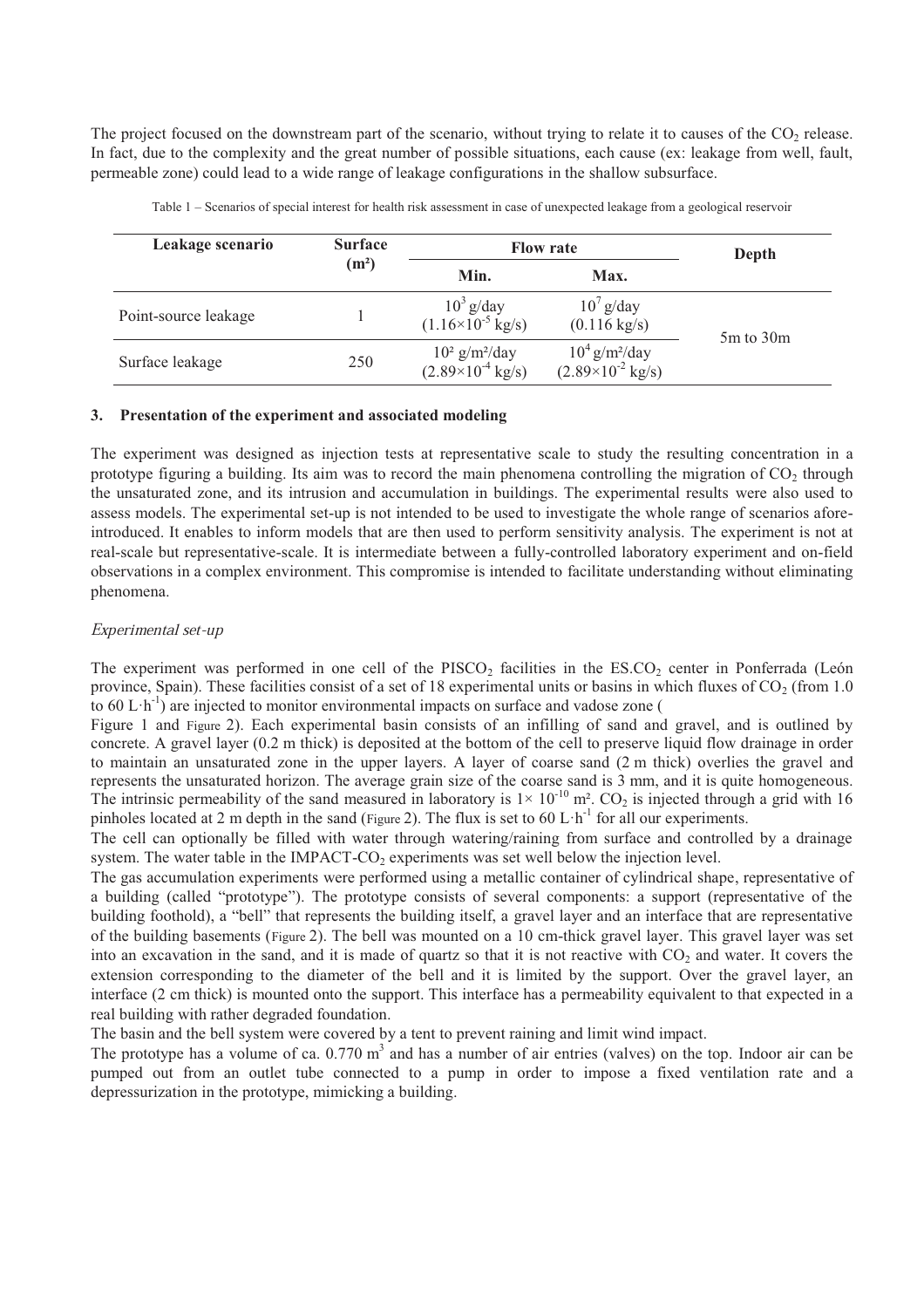The project focused on the downstream part of the scenario, without trying to relate it to causes of the $CO_2$ release. In fact, due to the complexity and the great number of possible situations, each cause (ex: leakage from well, fault, permeable zone) could lead to a wide range of leakage configurations in the shallow subsurface.

Table 1 – Scenarios of special interest for health risk assessment in case of unexpected leakage from a geological reservoir

| Leakage scenario | Surface ($m^2$) | Flow rate | | Depth |
|---|---|---|---|---|
| | | Min. | Max. | |
| Point-source leakage | 1 | $10^3$ g/day ($1.16\times10^{-5}$ kg/s) | $10^7$ g/day (0.116 kg/s) | 5m to 30m |
| Surface leakage | 250 | $10^2$ g/m²/day ($2.89\times10^{-4}$ kg/s) | $10^4$ g/m²/day ($2.89\times10^{-2}$ kg/s) | |

## 3. Presentation of the experiment and associated modeling

The experiment was designed as injection tests at representative scale to study the resulting concentration in a prototype figuring a building. Its aim was to record the main phenomena controlling the migration of $CO_2$ through the unsaturated zone, and its intrusion and accumulation in buildings. The experimental results were also used to assess models. The experimental set-up is not intended to be used to investigate the whole range of scenarios afore-introduced. It enables to inform models that are then used to perform sensitivity analysis. The experiment is not at real-scale but representative-scale. It is intermediate between a fully-controlled laboratory experiment and on-field observations in a complex environment. This compromise is intended to facilitate understanding without eliminating phenomena.

### *Experimental set-up*

The experiment was performed in one cell of the PISCO$_2$ facilities in the ES.CO$_2$ center in Ponferrada (León province, Spain). These facilities consist of a set of 18 experimental units or basins in which fluxes of $CO_2$ (from 1.0 to 60 $L\cdot h^{-1}$) are injected to monitor environmental impacts on surface and vadose zone (Figure 1 and Figure 2). Each experimental basin consists of an infilling of sand and gravel, and is outlined by concrete. A gravel layer (0.2 m thick) is deposited at the bottom of the cell to preserve liquid flow drainage in order to maintain an unsaturated zone in the upper layers. A layer of coarse sand (2 m thick) overlies the gravel and represents the unsaturated horizon. The average grain size of the coarse sand is 3 mm, and it is quite homogeneous. The intrinsic permeability of the sand measured in laboratory is $1\times 10^{-10}$ m². $CO_2$ is injected through a grid with 16 pinholes located at 2 m depth in the sand (Figure 2). The flux is set to 60 $L\cdot h^{-1}$ for all our experiments.

The cell can optionally be filled with water through watering/raining from surface and controlled by a drainage system. The water table in the IMPACT-$CO_2$ experiments was set well below the injection level.

The gas accumulation experiments were performed using a metallic container of cylindrical shape, representative of a building (called "prototype"). The prototype consists of several components: a support (representative of the building foothold), a "bell" that represents the building itself, a gravel layer and an interface that are representative of the building basements (Figure 2). The bell was mounted on a 10 cm-thick gravel layer. This gravel layer was set into an excavation in the sand, and it is made of quartz so that it is not reactive with $CO_2$ and water. It covers the extension corresponding to the diameter of the bell and it is limited by the support. Over the gravel layer, an interface (2 cm thick) is mounted onto the support. This interface has a permeability equivalent to that expected in a real building with rather degraded foundation.

The basin and the bell system were covered by a tent to prevent raining and limit wind impact.

The prototype has a volume of ca. 0.770 $m^3$ and has a number of air entries (valves) on the top. Indoor air can be pumped out from an outlet tube connected to a pump in order to impose a fixed ventilation rate and a depressurization in the prototype, mimicking a building.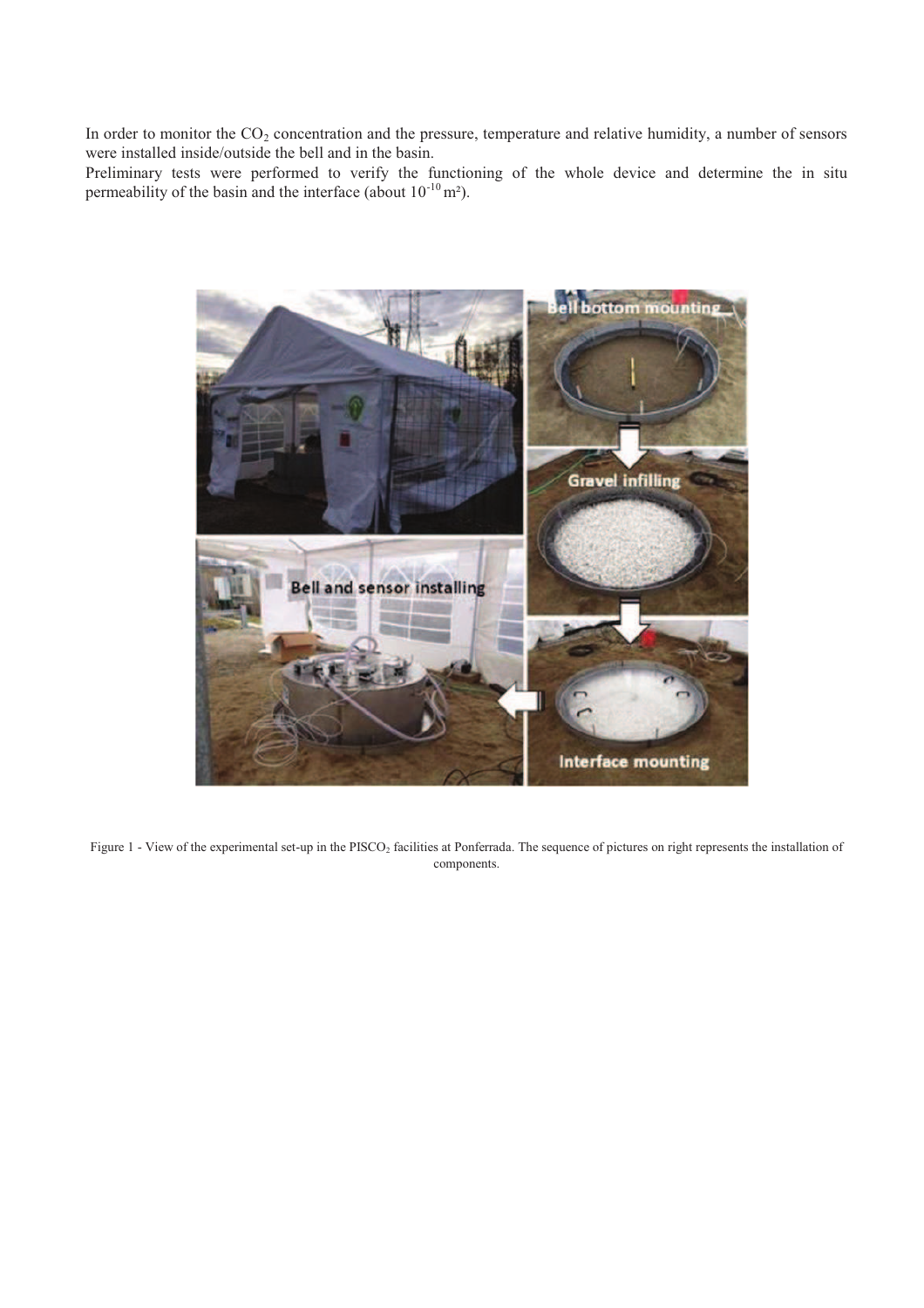In order to monitor the $CO_2$ concentration and the pressure, temperature and relative humidity, a number of sensors were installed inside/outside the bell and in the basin.

Preliminary tests were performed to verify the functioning of the whole device and determine the in situ permeability of the basin and the interface (about $10^{-10}$ m²).

Figure 1 - View of the experimental set-up in the $PISCO_2$ facilities at Ponferrada. The sequence of pictures on right represents the installation of components.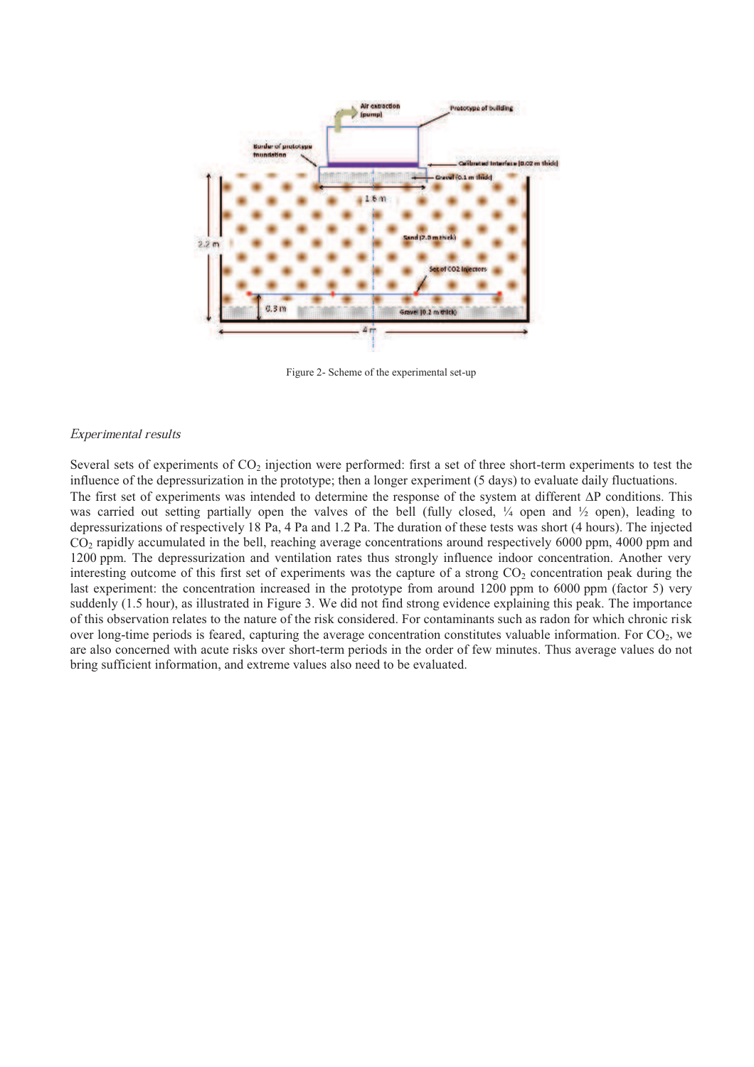Figure 2- Scheme of the experimental set-up

*Experimental results*

Several sets of experiments of $CO_2$ injection were performed: first a set of three short-term experiments to test the influence of the depressurization in the prototype; then a longer experiment (5 days) to evaluate daily fluctuations.

The first set of experiments was intended to determine the response of the system at different $\Delta P$ conditions. This was carried out setting partially open the valves of the bell (fully closed, ¼ open and ½ open), leading to depressurizations of respectively 18 Pa, 4 Pa and 1.2 Pa. The duration of these tests was short (4 hours). The injected $CO_2$ rapidly accumulated in the bell, reaching average concentrations around respectively 6000 ppm, 4000 ppm and 1200 ppm. The depressurization and ventilation rates thus strongly influence indoor concentration. Another very interesting outcome of this first set of experiments was the capture of a strong $CO_2$ concentration peak during the last experiment: the concentration increased in the prototype from around 1200 ppm to 6000 ppm (factor 5) very suddenly (1.5 hour), as illustrated in Figure 3. We did not find strong evidence explaining this peak. The importance of this observation relates to the nature of the risk considered. For contaminants such as radon for which chronic risk over long-time periods is feared, capturing the average concentration constitutes valuable information. For $CO_2$, we are also concerned with acute risks over short-term periods in the order of few minutes. Thus average values do not bring sufficient information, and extreme values also need to be evaluated.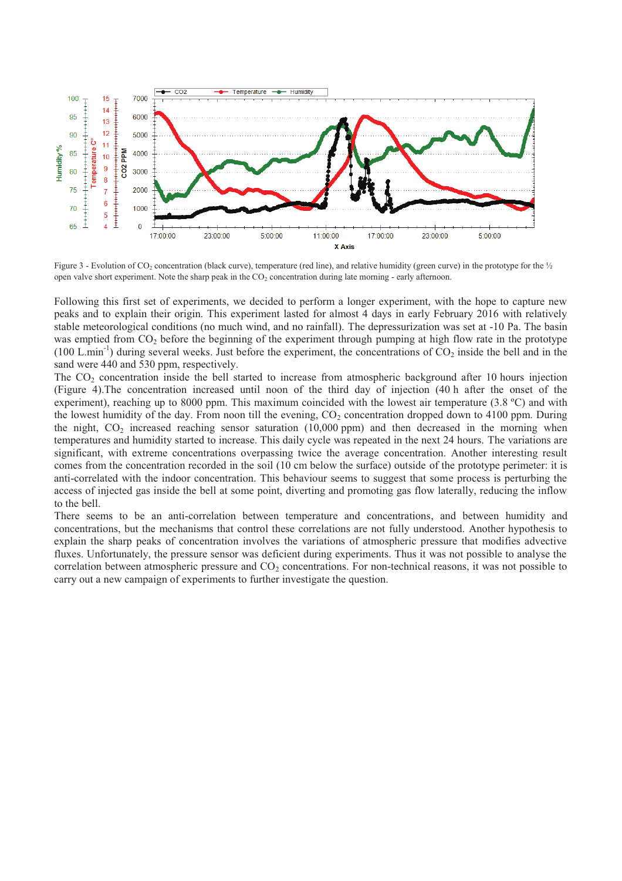Figure 3 - Evolution of $CO_2$ concentration (black curve), temperature (red line), and relative humidity (green curve) in the prototype for the ½ open valve short experiment. Note the sharp peak in the $CO_2$ concentration during late morning - early afternoon.

Following this first set of experiments, we decided to perform a longer experiment, with the hope to capture new peaks and to explain their origin. This experiment lasted for almost 4 days in early February 2016 with relatively stable meteorological conditions (no much wind, and no rainfall). The depressurization was set at -10 Pa. The basin was emptied from $CO_2$ before the beginning of the experiment through pumping at high flow rate in the prototype (100 $L.min^{-1}$) during several weeks. Just before the experiment, the concentrations of $CO_2$ inside the bell and in the sand were 440 and 530 ppm, respectively.

The $CO_2$ concentration inside the bell started to increase from atmospheric background after 10 hours injection (Figure 4).The concentration increased until noon of the third day of injection (40 h after the onset of the experiment), reaching up to 8000 ppm. This maximum coincided with the lowest air temperature (3.8 ºC) and with the lowest humidity of the day. From noon till the evening, $CO_2$ concentration dropped down to 4100 ppm. During the night, $CO_2$ increased reaching sensor saturation (10,000 ppm) and then decreased in the morning when temperatures and humidity started to increase. This daily cycle was repeated in the next 24 hours. The variations are significant, with extreme concentrations overpassing twice the average concentration. Another interesting result comes from the concentration recorded in the soil (10 cm below the surface) outside of the prototype perimeter: it is anti-correlated with the indoor concentration. This behaviour seems to suggest that some process is perturbing the access of injected gas inside the bell at some point, diverting and promoting gas flow laterally, reducing the inflow to the bell.

There seems to be an anti-correlation between temperature and concentrations, and between humidity and concentrations, but the mechanisms that control these correlations are not fully understood. Another hypothesis to explain the sharp peaks of concentration involves the variations of atmospheric pressure that modifies advective fluxes. Unfortunately, the pressure sensor was deficient during experiments. Thus it was not possible to analyse the correlation between atmospheric pressure and $CO_2$ concentrations. For non-technical reasons, it was not possible to carry out a new campaign of experiments to further investigate the question.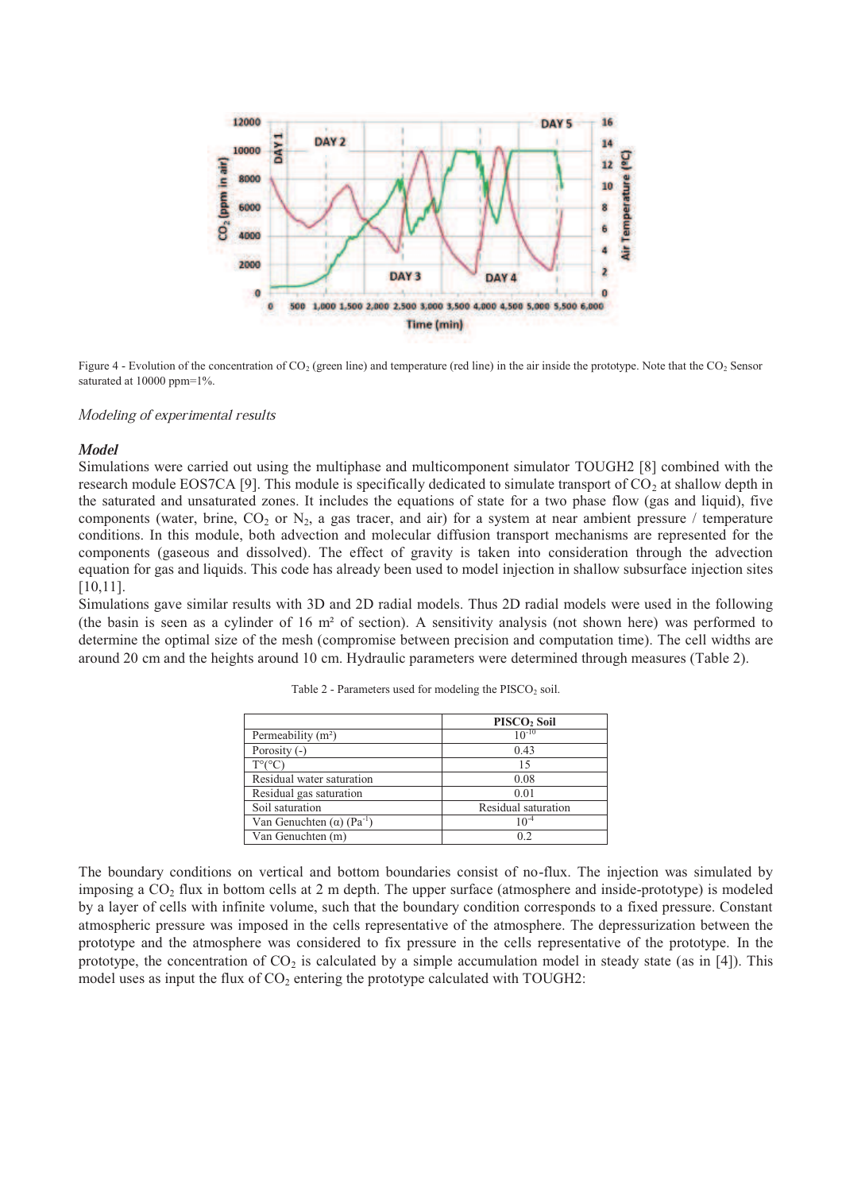Figure 4 - Evolution of the concentration of $CO_2$ (green line) and temperature (red line) in the air inside the prototype. Note that the $CO_2$ Sensor saturated at 10000 ppm=1%.

### *Modeling of experimental results*

#### ***Model***

Simulations were carried out using the multiphase and multicomponent simulator TOUGH2 [8] combined with the research module EOS7CA [9]. This module is specifically dedicated to simulate transport of $CO_2$ at shallow depth in the saturated and unsaturated zones. It includes the equations of state for a two phase flow (gas and liquid), five components (water, brine, $CO_2$ or $N_2$, a gas tracer, and air) for a system at near ambient pressure / temperature conditions. In this module, both advection and molecular diffusion transport mechanisms are represented for the components (gaseous and dissolved). The effect of gravity is taken into consideration through the advection equation for gas and liquids. This code has already been used to model injection in shallow subsurface injection sites [10,11].

Simulations gave similar results with 3D and 2D radial models. Thus 2D radial models were used in the following (the basin is seen as a cylinder of 16 m² of section). A sensitivity analysis (not shown here) was performed to determine the optimal size of the mesh (compromise between precision and computation time). The cell widths are around 20 cm and the heights around 10 cm. Hydraulic parameters were determined through measures (Table 2).

Table 2 - Parameters used for modeling the PISCO$_2$ soil.

| | PISCO$_2$ Soil |
|---|---|
| Permeability (m²) | $10^{-10}$ |
| Porosity (-) | 0.43 |
| T°(°C) | 15 |
| Residual water saturation | 0.08 |
| Residual gas saturation | 0.01 |
| Soil saturation | Residual saturation |
| Van Genuchten ($\alpha$) (Pa$^{-1}$) | $10^{-4}$ |
| Van Genuchten (m) | 0.2 |

The boundary conditions on vertical and bottom boundaries consist of no-flux. The injection was simulated by imposing a $CO_2$ flux in bottom cells at 2 m depth. The upper surface (atmosphere and inside-prototype) is modeled by a layer of cells with infinite volume, such that the boundary condition corresponds to a fixed pressure. Constant atmospheric pressure was imposed in the cells representative of the atmosphere. The depressurization between the prototype and the atmosphere was considered to fix pressure in the cells representative of the prototype. In the prototype, the concentration of $CO_2$ is calculated by a simple accumulation model in steady state (as in [4]). This model uses as input the flux of $CO_2$ entering the prototype calculated with TOUGH2: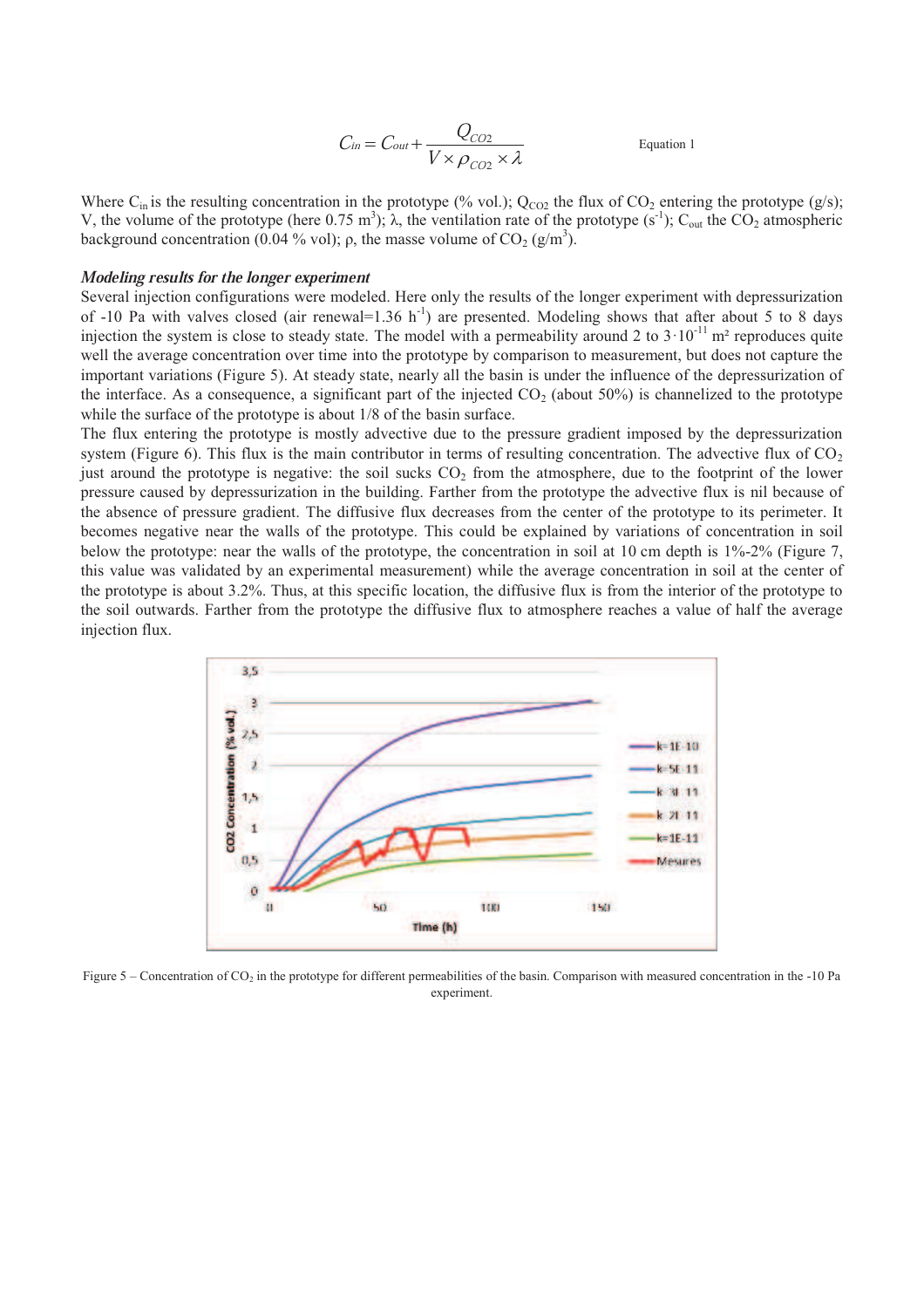$$C_{in} = C_{out} + \frac{Q_{CO2}}{V \times \rho_{CO2} \times \lambda} \qquad \text{Equation 1}$$

Where $C_{in}$ is the resulting concentration in the prototype (% vol.); $Q_{CO2}$ the flux of $CO_2$ entering the prototype (g/s); V, the volume of the prototype (here 0.75 m$^3$); $\lambda$, the ventilation rate of the prototype (s$^{-1}$); $C_{out}$ the $CO_2$ atmospheric background concentration (0.04 % vol); $\rho$, the masse volume of $CO_2$ (g/m$^3$).

### *Modeling results for the longer experiment*

Several injection configurations were modeled. Here only the results of the longer experiment with depressurization of -10 Pa with valves closed (air renewal=1.36 h$^{-1}$) are presented. Modeling shows that after about 5 to 8 days injection the system is close to steady state. The model with a permeability around 2 to $3 \cdot 10^{-11}$ m² reproduces quite well the average concentration over time into the prototype by comparison to measurement, but does not capture the important variations (Figure 5). At steady state, nearly all the basin is under the influence of the depressurization of the interface. As a consequence, a significant part of the injected $CO_2$ (about 50%) is channelized to the prototype while the surface of the prototype is about 1/8 of the basin surface.

The flux entering the prototype is mostly advective due to the pressure gradient imposed by the depressurization system (Figure 6). This flux is the main contributor in terms of resulting concentration. The advective flux of $CO_2$ just around the prototype is negative: the soil sucks $CO_2$ from the atmosphere, due to the footprint of the lower pressure caused by depressurization in the building. Farther from the prototype the advective flux is nil because of the absence of pressure gradient. The diffusive flux decreases from the center of the prototype to its perimeter. It becomes negative near the walls of the prototype. This could be explained by variations of concentration in soil below the prototype: near the walls of the prototype, the concentration in soil at 10 cm depth is 1%-2% (Figure 7, this value was validated by an experimental measurement) while the average concentration in soil at the center of the prototype is about 3.2%. Thus, at this specific location, the diffusive flux is from the interior of the prototype to the soil outwards. Farther from the prototype the diffusive flux to atmosphere reaches a value of half the average injection flux.

Figure 5 – Concentration of $CO_2$ in the prototype for different permeabilities of the basin. Comparison with measured concentration in the -10 Pa experiment.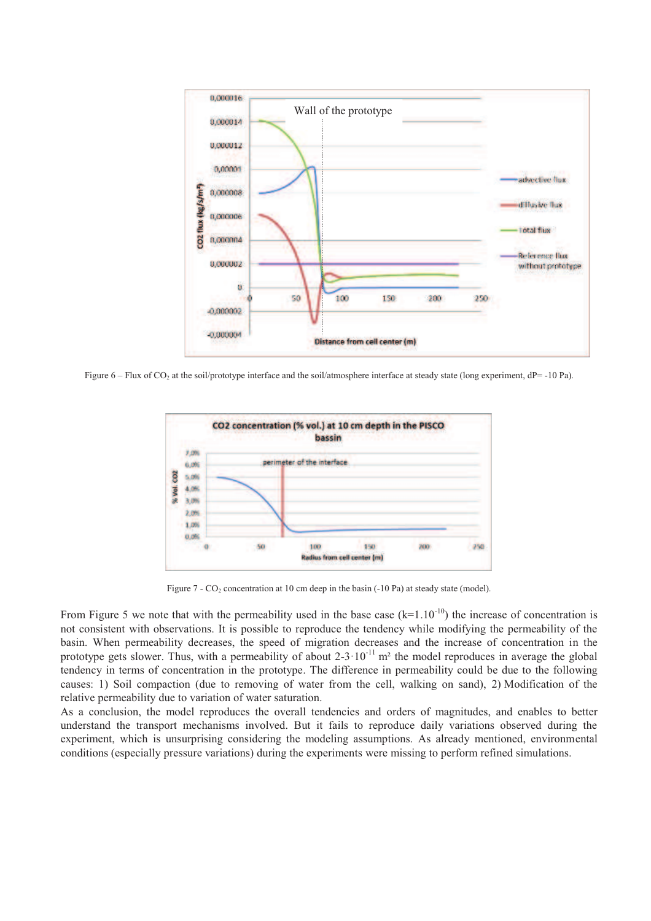Figure 6 – Flux of $CO_2$ at the soil/prototype interface and the soil/atmosphere interface at steady state (long experiment, dP= -10 Pa).

Figure 7 - $CO_2$ concentration at 10 cm deep in the basin (-10 Pa) at steady state (model).

From Figure 5 we note that with the permeability used in the base case ($k=1.10^{-10}$) the increase of concentration is not consistent with observations. It is possible to reproduce the tendency while modifying the permeability of the basin. When permeability decreases, the speed of migration decreases and the increase of concentration in the prototype gets slower. Thus, with a permeability of about $2\text{-}3 \cdot 10^{-11}$ m² the model reproduces in average the global tendency in terms of concentration in the prototype. The difference in permeability could be due to the following causes: 1) Soil compaction (due to removing of water from the cell, walking on sand), 2) Modification of the relative permeability due to variation of water saturation.

As a conclusion, the model reproduces the overall tendencies and orders of magnitudes, and enables to better understand the transport mechanisms involved. But it fails to reproduce daily variations observed during the experiment, which is unsurprising considering the modeling assumptions. As already mentioned, environmental conditions (especially pressure variations) during the experiments were missing to perform refined simulations.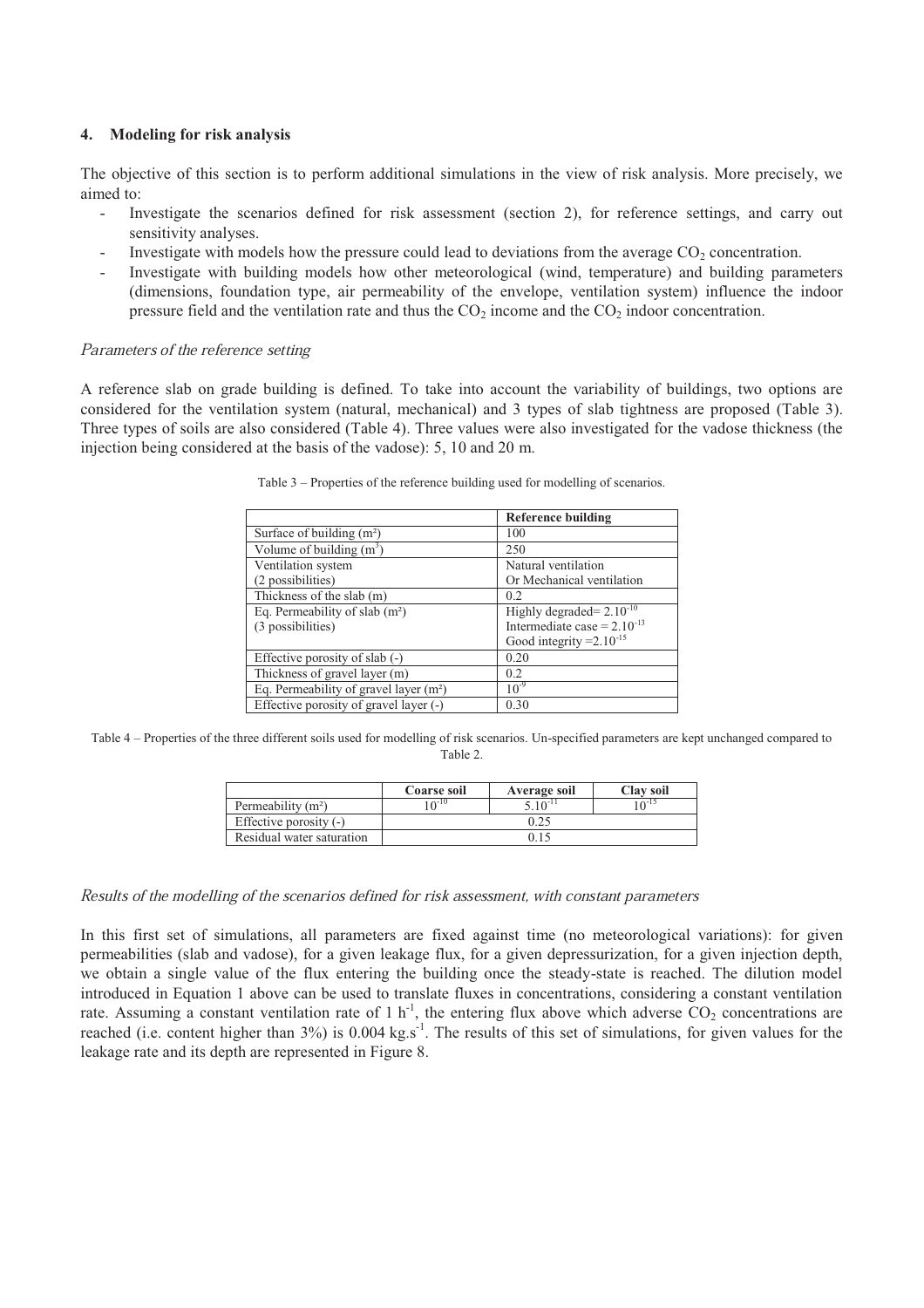## 4. Modeling for risk analysis

The objective of this section is to perform additional simulations in the view of risk analysis. More precisely, we aimed to:

- Investigate the scenarios defined for risk assessment (section 2), for reference settings, and carry out sensitivity analyses.
- Investigate with models how the pressure could lead to deviations from the average $CO_2$ concentration.
- Investigate with building models how other meteorological (wind, temperature) and building parameters (dimensions, foundation type, air permeability of the envelope, ventilation system) influence the indoor pressure field and the ventilation rate and thus the $CO_2$ income and the $CO_2$ indoor concentration.

### *Parameters of the reference setting*

A reference slab on grade building is defined. To take into account the variability of buildings, two options are considered for the ventilation system (natural, mechanical) and 3 types of slab tightness are proposed (Table 3). Three types of soils are also considered (Table 4). Three values were also investigated for the vadose thickness (the injection being considered at the basis of the vadose): 5, 10 and 20 m.

Table 3 – Properties of the reference building used for modelling of scenarios.

| | **Reference building** |
|---|---|
| Surface of building (m²) | 100 |
| Volume of building ($m^3$) | 250 |
| Ventilation system (2 possibilities) | Natural ventilation Or Mechanical ventilation |
| Thickness of the slab (m) | 0.2 |
| Eq. Permeability of slab (m²) (3 possibilities) | Highly degraded= $2.10^{-10}$ Intermediate case = $2.10^{-13}$ Good integrity =$2.10^{-15}$ |
| Effective porosity of slab (-) | 0.20 |
| Thickness of gravel layer (m) | 0.2 |
| Eq. Permeability of gravel layer (m²) | $10^{-9}$ |
| Effective porosity of gravel layer (-) | 0.30 |

Table 4 – Properties of the three different soils used for modelling of risk scenarios. Un-specified parameters are kept unchanged compared to Table 2.

| | **Coarse soil** | **Average soil** | **Clay soil** |
|---|---|---|---|
| Permeability (m²) | $10^{-10}$ | $5.10^{-11}$ | $10^{-15}$ |
| Effective porosity (-) | 0.25 | | |
| Residual water saturation | 0.15 | | |

### *Results of the modelling of the scenarios defined for risk assessment, with constant parameters*

In this first set of simulations, all parameters are fixed against time (no meteorological variations): for given permeabilities (slab and vadose), for a given leakage flux, for a given depressurization, for a given injection depth, we obtain a single value of the flux entering the building once the steady-state is reached. The dilution model introduced in Equation 1 above can be used to translate fluxes in concentrations, considering a constant ventilation rate. Assuming a constant ventilation rate of 1 $h^{-1}$, the entering flux above which adverse $CO_2$ concentrations are reached (i.e. content higher than 3%) is 0.004 $kg.s^{-1}$. The results of this set of simulations, for given values for the leakage rate and its depth are represented in Figure 8.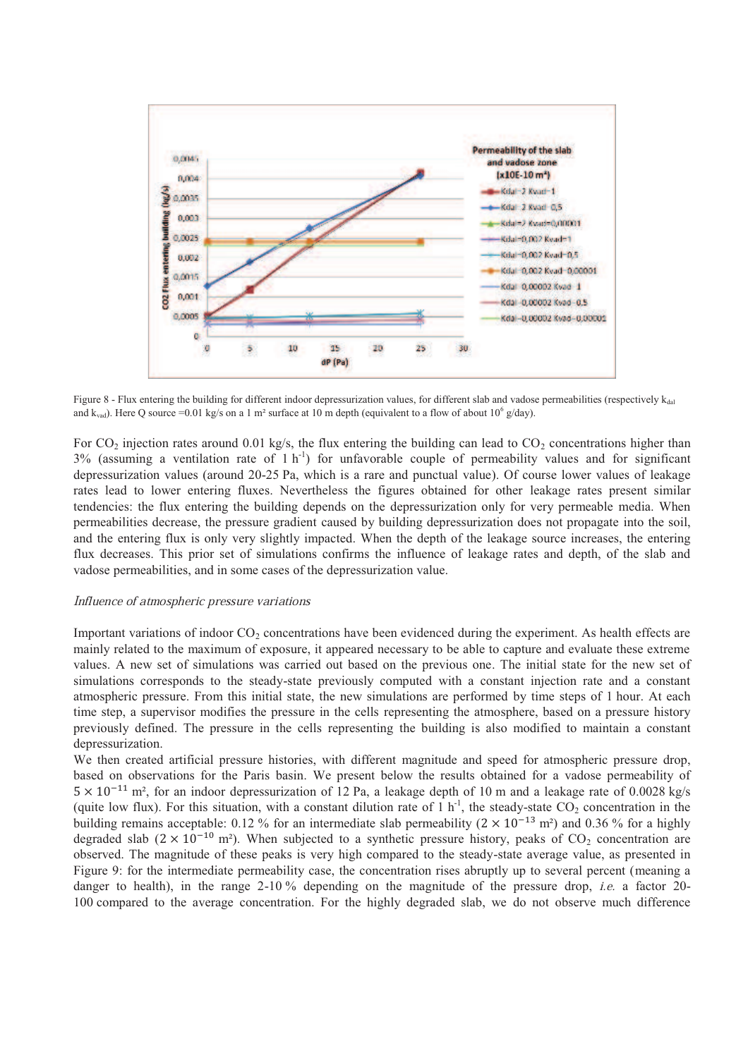Figure 8 - Flux entering the building for different indoor depressurization values, for different slab and vadose permeabilities (respectively $k_{dal}$ and $k_{vad}$). Here Q source =0.01 kg/s on a 1 m² surface at 10 m depth (equivalent to a flow of about $10^6$ g/day).

For $CO_2$ injection rates around 0.01 kg/s, the flux entering the building can lead to $CO_2$ concentrations higher than 3% (assuming a ventilation rate of 1 $h^{-1}$) for unfavorable couple of permeability values and for significant depressurization values (around 20-25 Pa, which is a rare and punctual value). Of course lower values of leakage rates lead to lower entering fluxes. Nevertheless the figures obtained for other leakage rates present similar tendencies: the flux entering the building depends on the depressurization only for very permeable media. When permeabilities decrease, the pressure gradient caused by building depressurization does not propagate into the soil, and the entering flux is only very slightly impacted. When the depth of the leakage source increases, the entering flux decreases. This prior set of simulations confirms the influence of leakage rates and depth, of the slab and vadose permeabilities, and in some cases of the depressurization value.

### *Influence of atmospheric pressure variations*

Important variations of indoor $CO_2$ concentrations have been evidenced during the experiment. As health effects are mainly related to the maximum of exposure, it appeared necessary to be able to capture and evaluate these extreme values. A new set of simulations was carried out based on the previous one. The initial state for the new set of simulations corresponds to the steady-state previously computed with a constant injection rate and a constant atmospheric pressure. From this initial state, the new simulations are performed by time steps of 1 hour. At each time step, a supervisor modifies the pressure in the cells representing the atmosphere, based on a pressure history previously defined. The pressure in the cells representing the building is also modified to maintain a constant depressurization.

We then created artificial pressure histories, with different magnitude and speed for atmospheric pressure drop, based on observations for the Paris basin. We present below the results obtained for a vadose permeability of $5 \times 10^{-11}$ m², for an indoor depressurization of 12 Pa, a leakage depth of 10 m and a leakage rate of 0.0028 kg/s (quite low flux). For this situation, with a constant dilution rate of 1 $h^{-1}$, the steady-state $CO_2$ concentration in the building remains acceptable: 0.12 % for an intermediate slab permeability ($2 \times 10^{-13}$ m²) and 0.36 % for a highly degraded slab ($2 \times 10^{-10}$ m²). When subjected to a synthetic pressure history, peaks of $CO_2$ concentration are observed. The magnitude of these peaks is very high compared to the steady-state average value, as presented in Figure 9: for the intermediate permeability case, the concentration rises abruptly up to several percent (meaning a danger to health), in the range 2-10 % depending on the magnitude of the pressure drop, *i.e.* a factor 20-100 compared to the average concentration. For the highly degraded slab, we do not observe much difference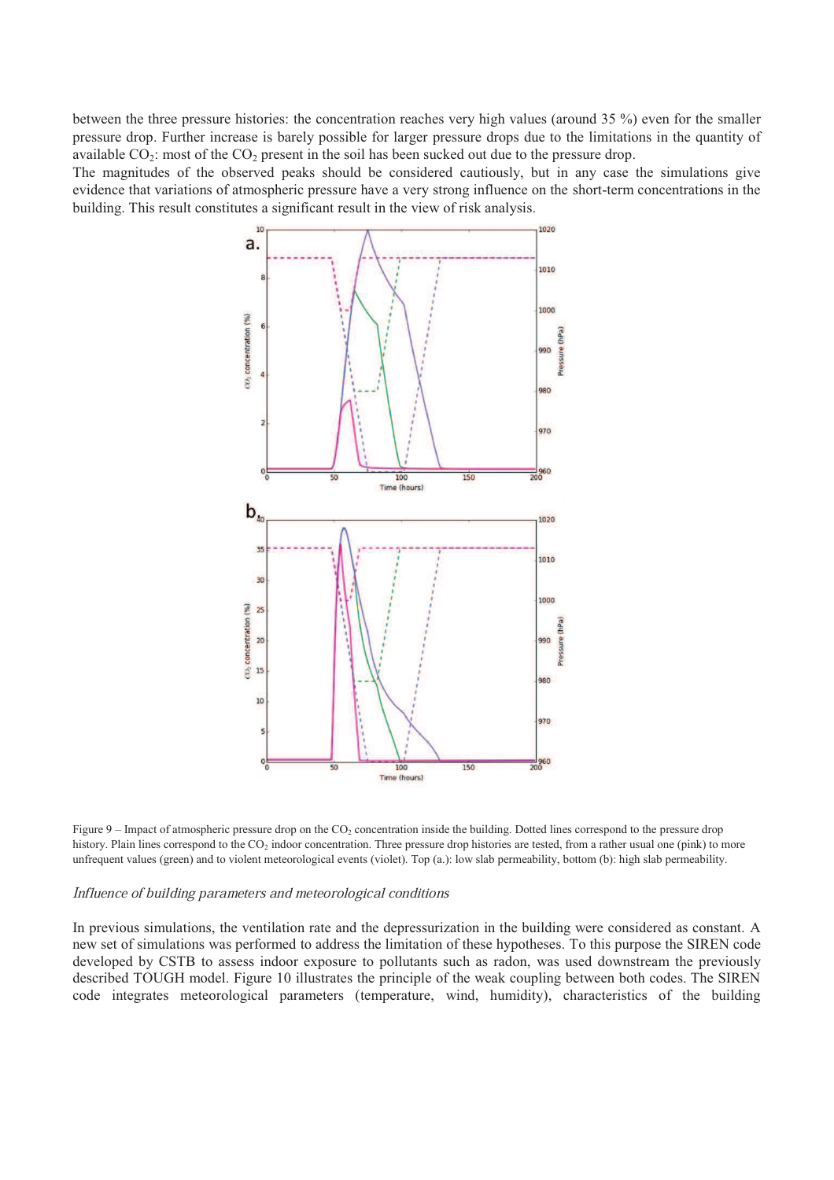between the three pressure histories: the concentration reaches very high values (around 35 %) even for the smaller pressure drop. Further increase is barely possible for larger pressure drops due to the limitations in the quantity of available $CO_2$: most of the $CO_2$ present in the soil has been sucked out due to the pressure drop.

The magnitudes of the observed peaks should be considered cautiously, but in any case the simulations give evidence that variations of atmospheric pressure have a very strong influence on the short-term concentrations in the building. This result constitutes a significant result in the view of risk analysis.

Figure 9 – Impact of atmospheric pressure drop on the $CO_2$ concentration inside the building. Dotted lines correspond to the pressure drop history. Plain lines correspond to the $CO_2$ indoor concentration. Three pressure drop histories are tested, from a rather usual one (pink) to more unfrequent values (green) and to violent meteorological events (violet). Top (a.): low slab permeability, bottom (b): high slab permeability.

*Influence of building parameters and meteorological conditions*

In previous simulations, the ventilation rate and the depressurization in the building were considered as constant. A new set of simulations was performed to address the limitation of these hypotheses. To this purpose the SIREN code developed by CSTB to assess indoor exposure to pollutants such as radon, was used downstream the previously described TOUGH model. Figure 10 illustrates the principle of the weak coupling between both codes. The SIREN code integrates meteorological parameters (temperature, wind, humidity), characteristics of the building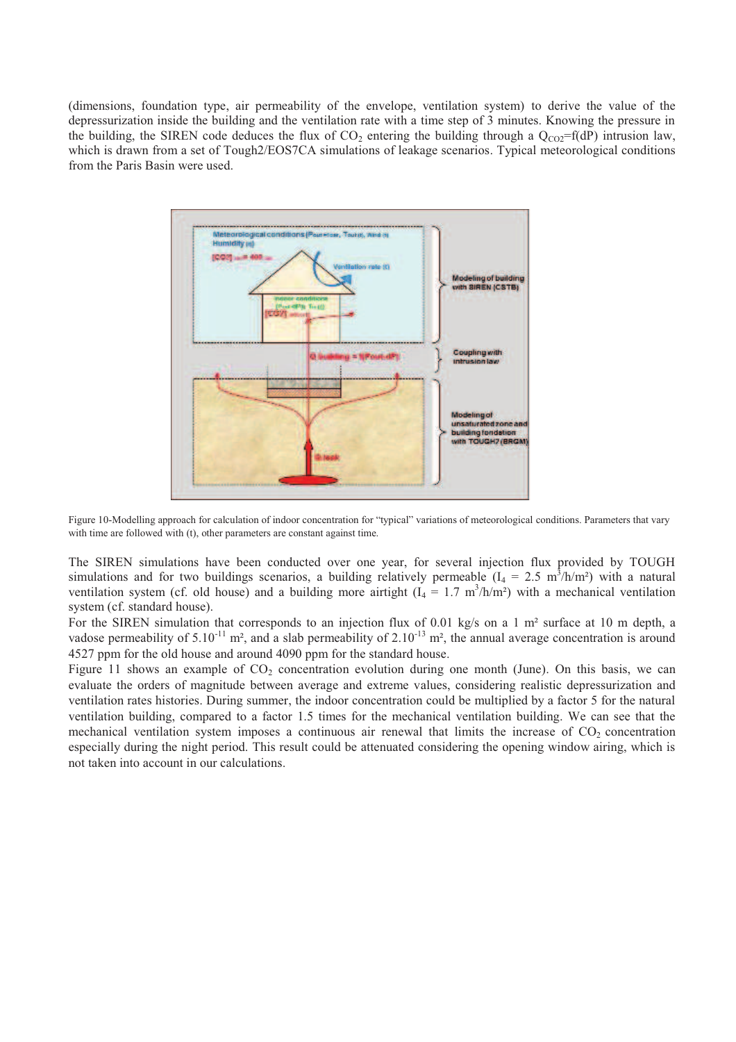(dimensions, foundation type, air permeability of the envelope, ventilation system) to derive the value of the depressurization inside the building and the ventilation rate with a time step of 3 minutes. Knowing the pressure in the building, the SIREN code deduces the flux of $CO_2$ entering the building through a $Q_{CO2}=f(dP)$ intrusion law, which is drawn from a set of Tough2/EOS7CA simulations of leakage scenarios. Typical meteorological conditions from the Paris Basin were used.

Figure 10-Modelling approach for calculation of indoor concentration for "typical" variations of meteorological conditions. Parameters that vary with time are followed with (t), other parameters are constant against time.

The SIREN simulations have been conducted over one year, for several injection flux provided by TOUGH simulations and for two buildings scenarios, a building relatively permeable ($I_4$ = 2.5 m$^3$/h/m²) with a natural ventilation system (cf. old house) and a building more airtight ($I_4$ = 1.7 m$^3$/h/m²) with a mechanical ventilation system (cf. standard house).

For the SIREN simulation that corresponds to an injection flux of 0.01 kg/s on a 1 m² surface at 10 m depth, a vadose permeability of $5.10^{-11}$ m², and a slab permeability of $2.10^{-13}$ m², the annual average concentration is around 4527 ppm for the old house and around 4090 ppm for the standard house.

Figure 11 shows an example of $CO_2$ concentration evolution during one month (June). On this basis, we can evaluate the orders of magnitude between average and extreme values, considering realistic depressurization and ventilation rates histories. During summer, the indoor concentration could be multiplied by a factor 5 for the natural ventilation building, compared to a factor 1.5 times for the mechanical ventilation building. We can see that the mechanical ventilation system imposes a continuous air renewal that limits the increase of $CO_2$ concentration especially during the night period. This result could be attenuated considering the opening window airing, which is not taken into account in our calculations.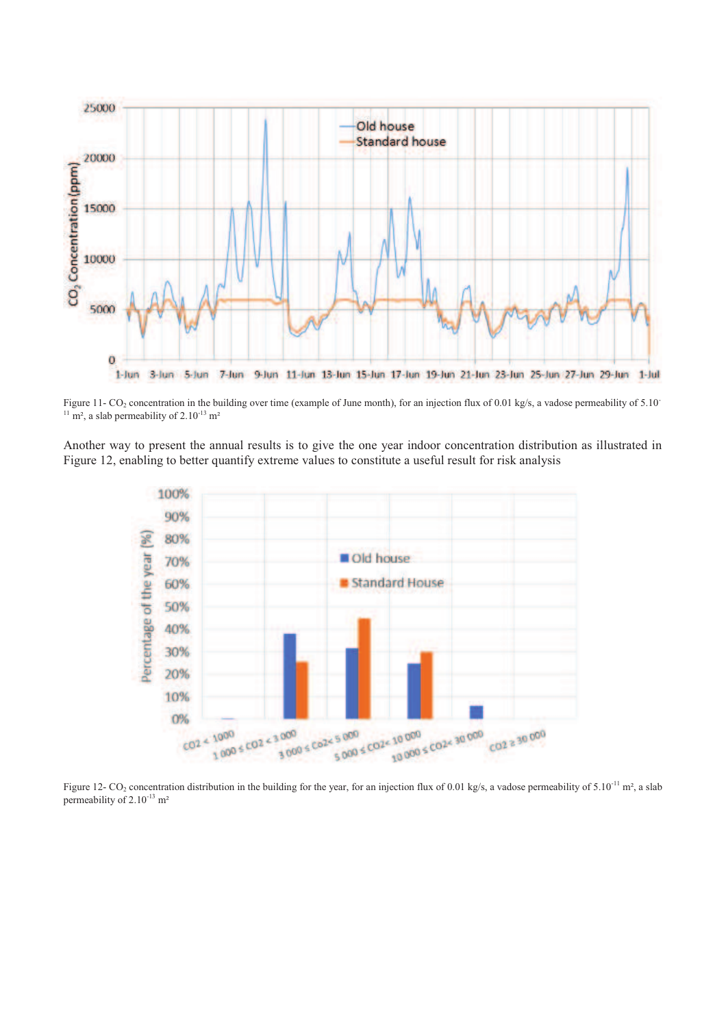Figure 11- $CO_2$ concentration in the building over time (example of June month), for an injection flux of 0.01 kg/s, a vadose permeability of $5.10^{-11}$ m², a slab permeability of $2.10^{-13}$ m²

Another way to present the annual results is to give the one year indoor concentration distribution as illustrated in Figure 12, enabling to better quantify extreme values to constitute a useful result for risk analysis

Figure 12- $CO_2$ concentration distribution in the building for the year, for an injection flux of 0.01 kg/s, a vadose permeability of $5.10^{-11}$ m², a slab permeability of $2.10^{-13}$ m²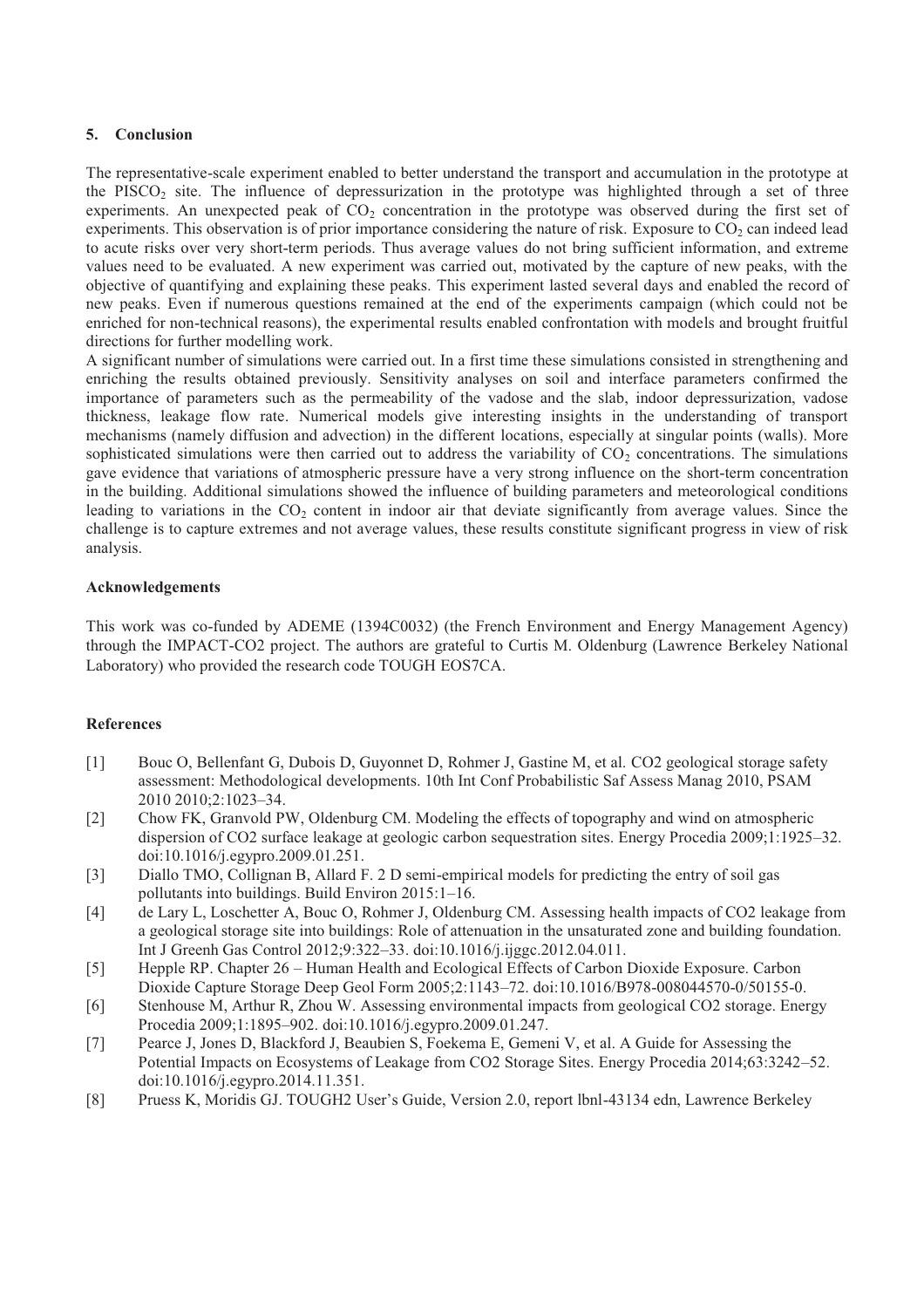## 5. Conclusion

The representative-scale experiment enabled to better understand the transport and accumulation in the prototype at the $PISCO_2$ site. The influence of depressurization in the prototype was highlighted through a set of three experiments. An unexpected peak of $CO_2$ concentration in the prototype was observed during the first set of experiments. This observation is of prior importance considering the nature of risk. Exposure to $CO_2$ can indeed lead to acute risks over very short-term periods. Thus average values do not bring sufficient information, and extreme values need to be evaluated. A new experiment was carried out, motivated by the capture of new peaks, with the objective of quantifying and explaining these peaks. This experiment lasted several days and enabled the record of new peaks. Even if numerous questions remained at the end of the experiments campaign (which could not be enriched for non-technical reasons), the experimental results enabled confrontation with models and brought fruitful directions for further modelling work.

A significant number of simulations were carried out. In a first time these simulations consisted in strengthening and enriching the results obtained previously. Sensitivity analyses on soil and interface parameters confirmed the importance of parameters such as the permeability of the vadose and the slab, indoor depressurization, vadose thickness, leakage flow rate. Numerical models give interesting insights in the understanding of transport mechanisms (namely diffusion and advection) in the different locations, especially at singular points (walls). More sophisticated simulations were then carried out to address the variability of $CO_2$ concentrations. The simulations gave evidence that variations of atmospheric pressure have a very strong influence on the short-term concentration in the building. Additional simulations showed the influence of building parameters and meteorological conditions leading to variations in the $CO_2$ content in indoor air that deviate significantly from average values. Since the challenge is to capture extremes and not average values, these results constitute significant progress in view of risk analysis.

### Acknowledgements

This work was co-funded by ADEME (1394C0032) (the French Environment and Energy Management Agency) through the IMPACT-CO2 project. The authors are grateful to Curtis M. Oldenburg (Lawrence Berkeley National Laboratory) who provided the research code TOUGH EOS7CA.

### References

[1] Bouc O, Bellenfant G, Dubois D, Guyonnet D, Rohmer J, Gastine M, et al. CO2 geological storage safety assessment: Methodological developments. 10th Int Conf Probabilistic Saf Assess Manag 2010, PSAM 2010 2010;2:1023–34.

[2] Chow FK, Granvold PW, Oldenburg CM. Modeling the effects of topography and wind on atmospheric dispersion of CO2 surface leakage at geologic carbon sequestration sites. Energy Procedia 2009;1:1925–32. doi:10.1016/j.egypro.2009.01.251.

[3] Diallo TMO, Collignan B, Allard F. 2 D semi-empirical models for predicting the entry of soil gas pollutants into buildings. Build Environ 2015:1–16.

[4] de Lary L, Loschetter A, Bouc O, Rohmer J, Oldenburg CM. Assessing health impacts of CO2 leakage from a geological storage site into buildings: Role of attenuation in the unsaturated zone and building foundation. Int J Greenh Gas Control 2012;9:322–33. doi:10.1016/j.ijggc.2012.04.011.

[5] Hepple RP. Chapter 26 – Human Health and Ecological Effects of Carbon Dioxide Exposure. Carbon Dioxide Capture Storage Deep Geol Form 2005;2:1143–72. doi:10.1016/B978-008044570-0/50155-0.

[6] Stenhouse M, Arthur R, Zhou W. Assessing environmental impacts from geological CO2 storage. Energy Procedia 2009;1:1895–902. doi:10.1016/j.egypro.2009.01.247.

[7] Pearce J, Jones D, Blackford J, Beaubien S, Foekema E, Gemeni V, et al. A Guide for Assessing the Potential Impacts on Ecosystems of Leakage from CO2 Storage Sites. Energy Procedia 2014;63:3242–52. doi:10.1016/j.egypro.2014.11.351.

[8] Pruess K, Moridis GJ. TOUGH2 User's Guide, Version 2.0, report lbnl-43134 edn, Lawrence Berkeley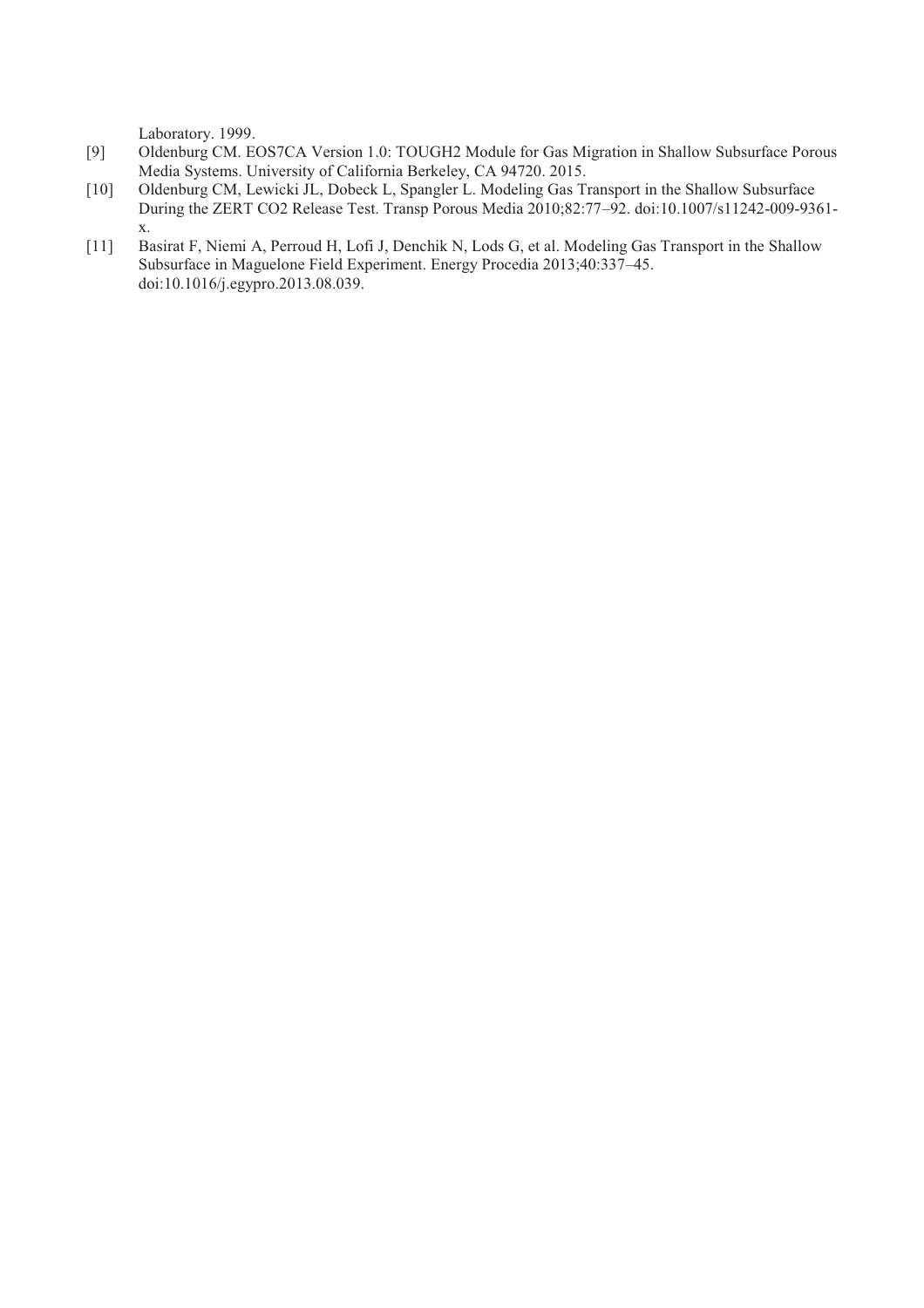Laboratory. 1999.

[9] Oldenburg CM. EOS7CA Version 1.0: TOUGH2 Module for Gas Migration in Shallow Subsurface Porous Media Systems. University of California Berkeley, CA 94720. 2015.

[10] Oldenburg CM, Lewicki JL, Dobeck L, Spangler L. Modeling Gas Transport in the Shallow Subsurface During the ZERT CO2 Release Test. Transp Porous Media 2010;82:77–92. doi:10.1007/s11242-009-9361-x.

[11] Basirat F, Niemi A, Perroud H, Lofi J, Denchik N, Lods G, et al. Modeling Gas Transport in the Shallow Subsurface in Maguelone Field Experiment. Energy Procedia 2013;40:337–45. doi:10.1016/j.egypro.2013.08.039.